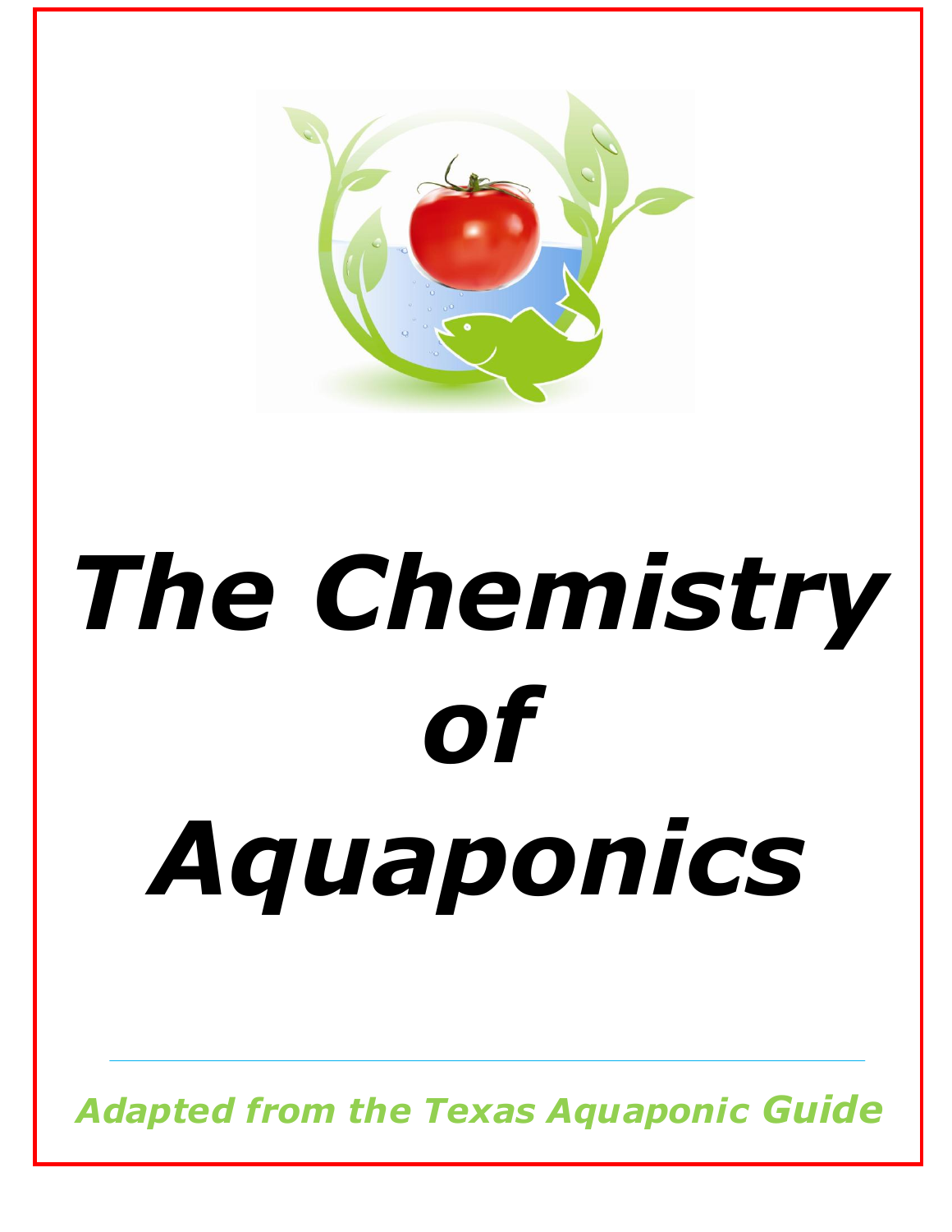# The Chemistry of Aquaponics

*Adapted from the Texas Aquaponic Guide*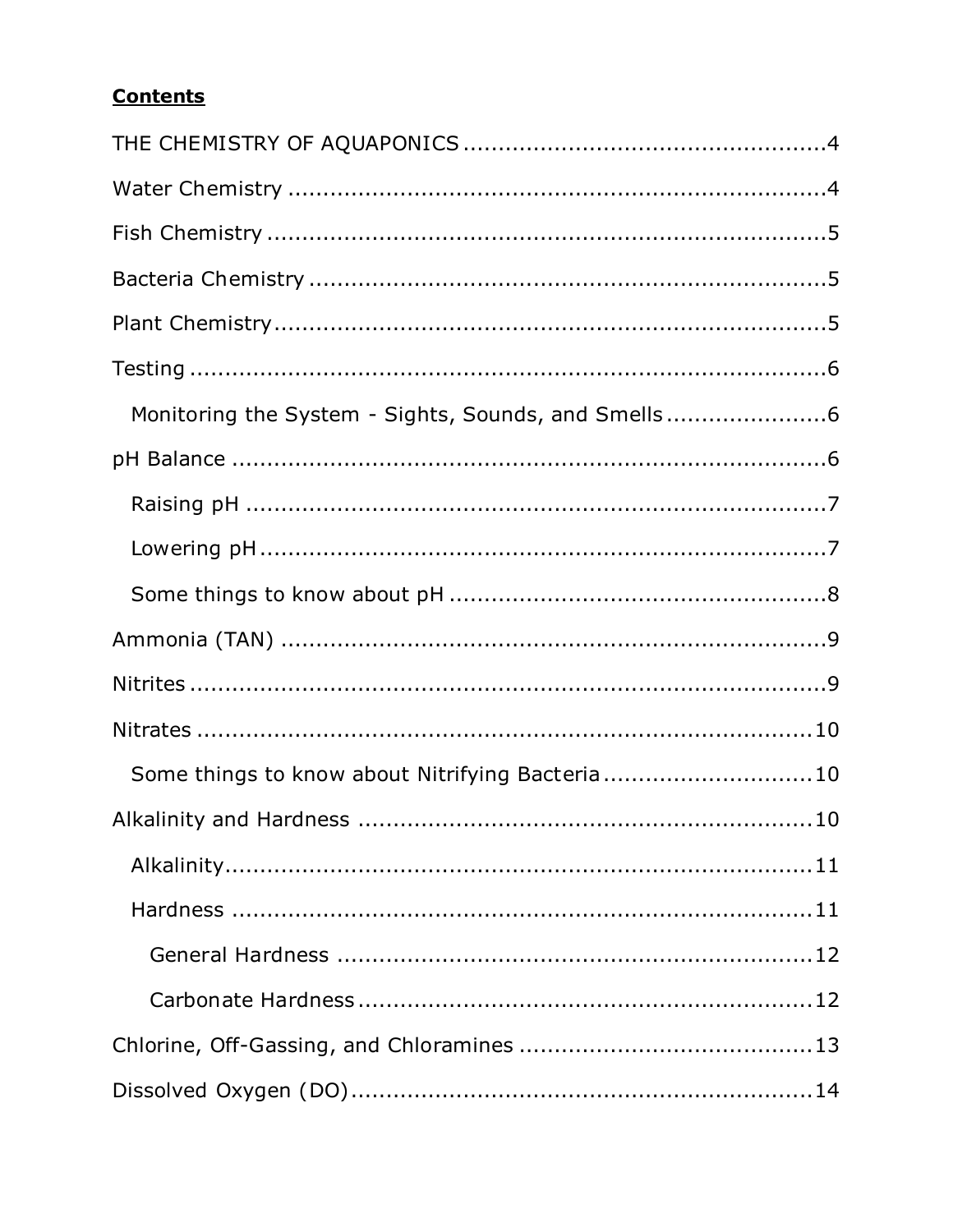**Contents**

THE CHEMISTRY OF AQUAPONICS .................................................. 4

Water Chemistry .............................................................................. 4

Fish Chemistry .................................................................................. 5

Bacteria Chemistry ........................................................................... 5

Plant Chemistry ................................................................................. 5

Testing .............................................................................................. 6

- Monitoring the System - Sights, Sounds, and Smells ...................... 6

pH Balance ........................................................................................ 6

- Raising pH ...................................................................................... 7
- Lowering pH .................................................................................... 7
- Some things to know about pH ....................................................... 8

Ammonia (TAN) ................................................................................ 9

Nitrites .............................................................................................. 9

Nitrates ............................................................................................ 10

- Some things to know about Nitrifying Bacteria ............................. 10

Alkalinity and Hardness ................................................................... 10

- Alkalinity ....................................................................................... 11
- Hardness ....................................................................................... 11
  - General Hardness ...................................................................... 12
  - Carbonate Hardness .................................................................. 12

Chlorine, Off-Gassing, and Chloramines .......................................... 13

Dissolved Oxygen (DO) .................................................................... 14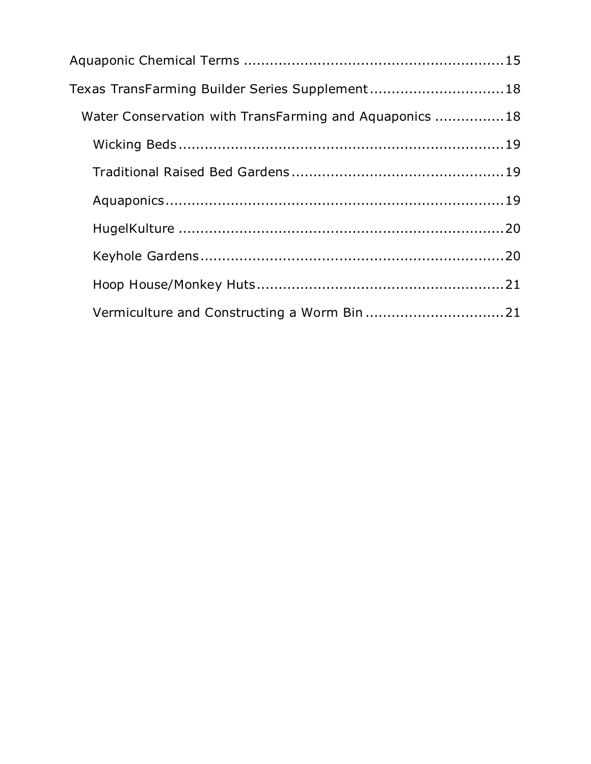Aquaponic Chemical Terms ........................................................ 15

Texas TransFarming Builder Series Supplement ............................ 18

- Water Conservation with TransFarming and Aquaponics ............... 18
  - Wicking Beds ........................................................................ 19
  - Traditional Raised Bed Gardens .............................................. 19
  - Aquaponics ........................................................................... 19
  - HugelKulture ......................................................................... 20
  - Keyhole Gardens .................................................................... 20
  - Hoop House/Monkey Huts ....................................................... 21
  - Vermiculture and Constructing a Worm Bin ............................... 21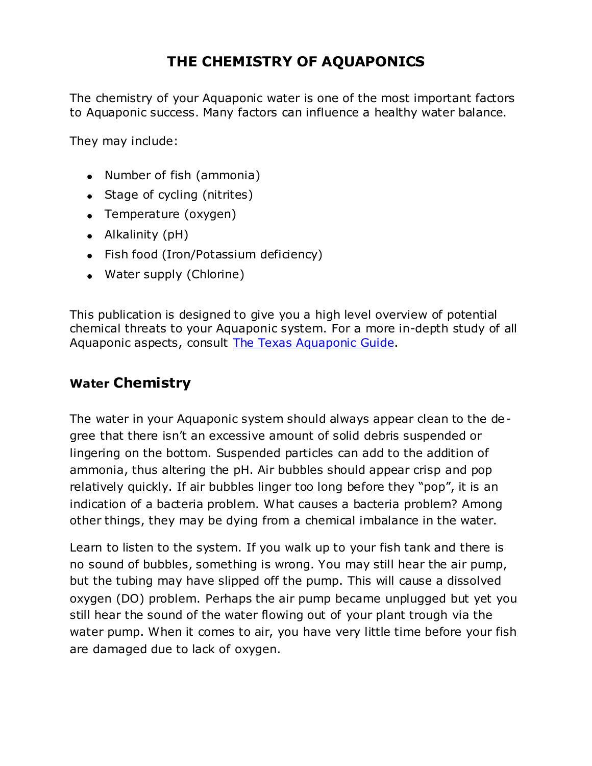# THE CHEMISTRY OF AQUAPONICS

The chemistry of your Aquaponic water is one of the most important factors to Aquaponic success. Many factors can influence a healthy water balance.

They may include:

- Number of fish (ammonia)
- Stage of cycling (nitrites)
- Temperature (oxygen)
- Alkalinity (pH)
- Fish food (Iron/Potassium deficiency)
- Water supply (Chlorine)

This publication is designed to give you a high level overview of potential chemical threats to your Aquaponic system. For a more in-depth study of all Aquaponic aspects, consult [The Texas Aquaponic Guide](The Texas Aquaponic Guide).

## Water Chemistry

The water in your Aquaponic system should always appear clean to the degree that there isn't an excessive amount of solid debris suspended or lingering on the bottom. Suspended particles can add to the addition of ammonia, thus altering the pH. Air bubbles should appear crisp and pop relatively quickly. If air bubbles linger too long before they "pop", it is an indication of a bacteria problem. What causes a bacteria problem? Among other things, they may be dying from a chemical imbalance in the water.

Learn to listen to the system. If you walk up to your fish tank and there is no sound of bubbles, something is wrong. You may still hear the air pump, but the tubing may have slipped off the pump. This will cause a dissolved oxygen (DO) problem. Perhaps the air pump became unplugged but yet you still hear the sound of the water flowing out of your plant trough via the water pump. When it comes to air, you have very little time before your fish are damaged due to lack of oxygen.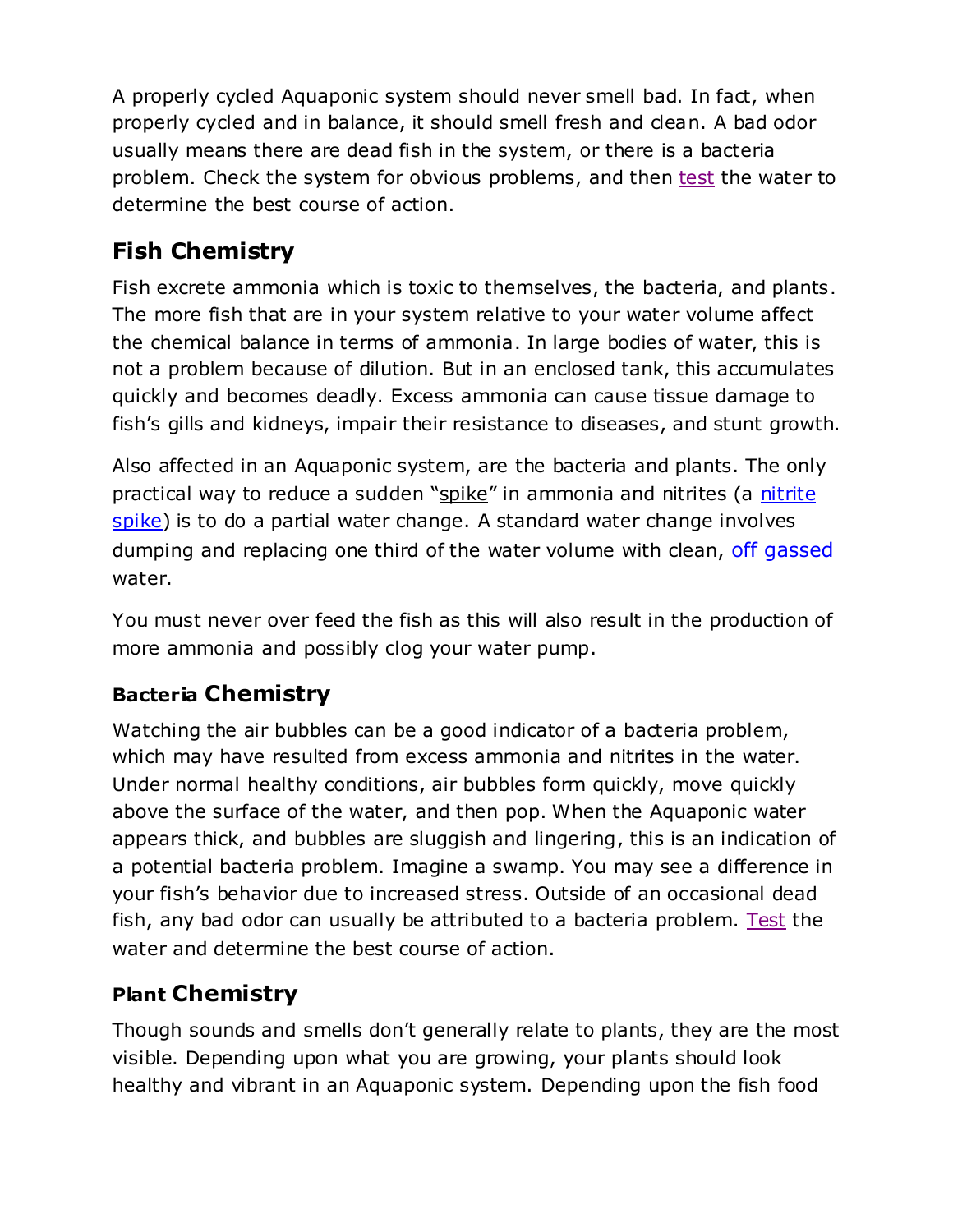A properly cycled Aquaponic system should never smell bad. In fact, when properly cycled and in balance, it should smell fresh and clean. A bad odor usually means there are dead fish in the system, or there is a bacteria problem. Check the system for obvious problems, and then test the water to determine the best course of action.

## Fish Chemistry

Fish excrete ammonia which is toxic to themselves, the bacteria, and plants. The more fish that are in your system relative to your water volume affect the chemical balance in terms of ammonia. In large bodies of water, this is not a problem because of dilution. But in an enclosed tank, this accumulates quickly and becomes deadly. Excess ammonia can cause tissue damage to fish's gills and kidneys, impair their resistance to diseases, and stunt growth.

Also affected in an Aquaponic system, are the bacteria and plants. The only practical way to reduce a sudden "spike" in ammonia and nitrites (a nitrite spike) is to do a partial water change. A standard water change involves dumping and replacing one third of the water volume with clean, off gassed water.

You must never over feed the fish as this will also result in the production of more ammonia and possibly clog your water pump.

## Bacteria Chemistry

Watching the air bubbles can be a good indicator of a bacteria problem, which may have resulted from excess ammonia and nitrites in the water. Under normal healthy conditions, air bubbles form quickly, move quickly above the surface of the water, and then pop. When the Aquaponic water appears thick, and bubbles are sluggish and lingering, this is an indication of a potential bacteria problem. Imagine a swamp. You may see a difference in your fish's behavior due to increased stress. Outside of an occasional dead fish, any bad odor can usually be attributed to a bacteria problem. Test the water and determine the best course of action.

## Plant Chemistry

Though sounds and smells don't generally relate to plants, they are the most visible. Depending upon what you are growing, your plants should look healthy and vibrant in an Aquaponic system. Depending upon the fish food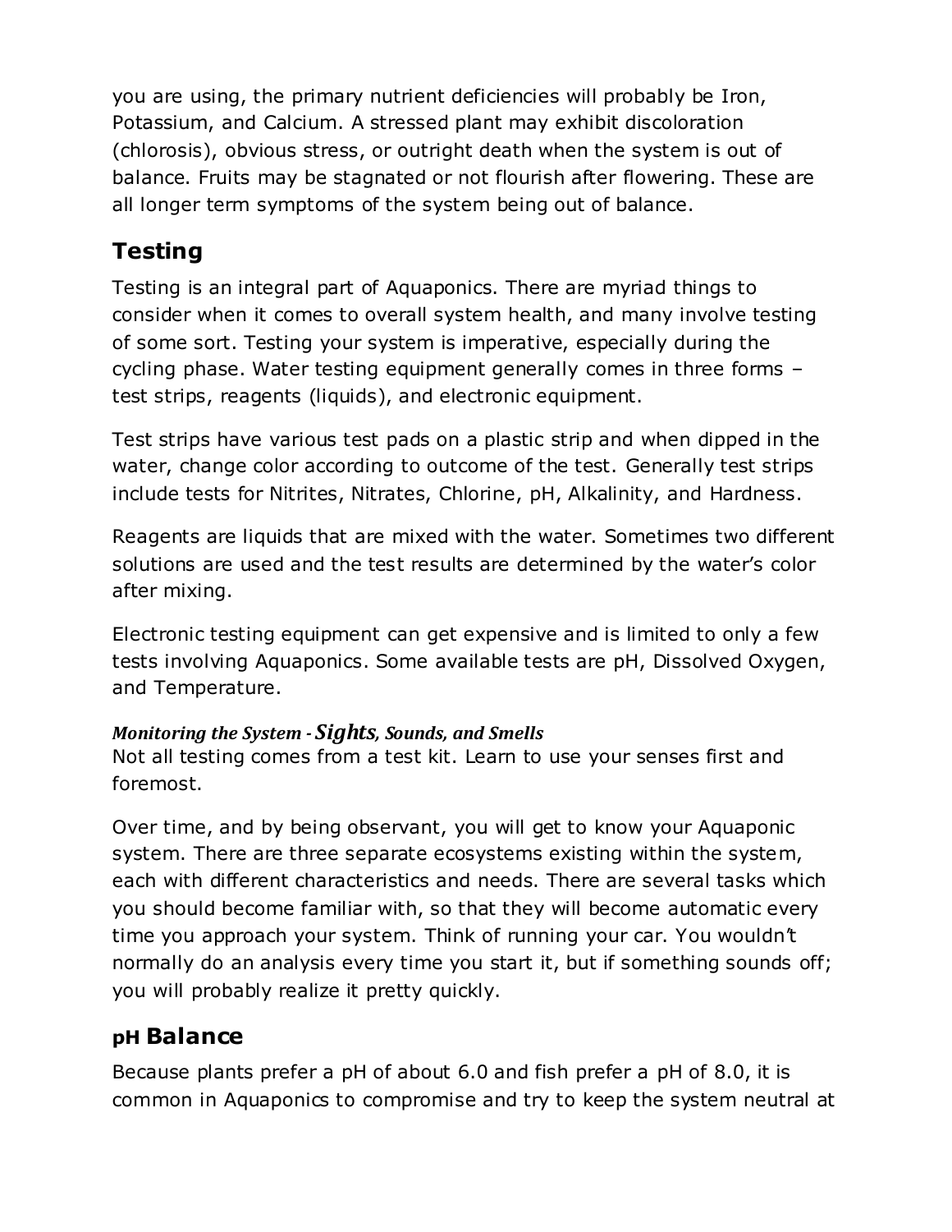you are using, the primary nutrient deficiencies will probably be Iron, Potassium, and Calcium. A stressed plant may exhibit discoloration (chlorosis), obvious stress, or outright death when the system is out of balance. Fruits may be stagnated or not flourish after flowering. These are all longer term symptoms of the system being out of balance.

## Testing

Testing is an integral part of Aquaponics. There are myriad things to consider when it comes to overall system health, and many involve testing of some sort. Testing your system is imperative, especially during the cycling phase. Water testing equipment generally comes in three forms – test strips, reagents (liquids), and electronic equipment.

Test strips have various test pads on a plastic strip and when dipped in the water, change color according to outcome of the test. Generally test strips include tests for Nitrites, Nitrates, Chlorine, pH, Alkalinity, and Hardness.

Reagents are liquids that are mixed with the water. Sometimes two different solutions are used and the test results are determined by the water's color after mixing.

Electronic testing equipment can get expensive and is limited to only a few tests involving Aquaponics. Some available tests are pH, Dissolved Oxygen, and Temperature.

### *Monitoring the System - Sights, Sounds, and Smells*

Not all testing comes from a test kit. Learn to use your senses first and foremost.

Over time, and by being observant, you will get to know your Aquaponic system. There are three separate ecosystems existing within the system, each with different characteristics and needs. There are several tasks which you should become familiar with, so that they will become automatic every time you approach your system. Think of running your car. You wouldn't normally do an analysis every time you start it, but if something sounds off; you will probably realize it pretty quickly.

## pH Balance

Because plants prefer a pH of about 6.0 and fish prefer a pH of 8.0, it is common in Aquaponics to compromise and try to keep the system neutral at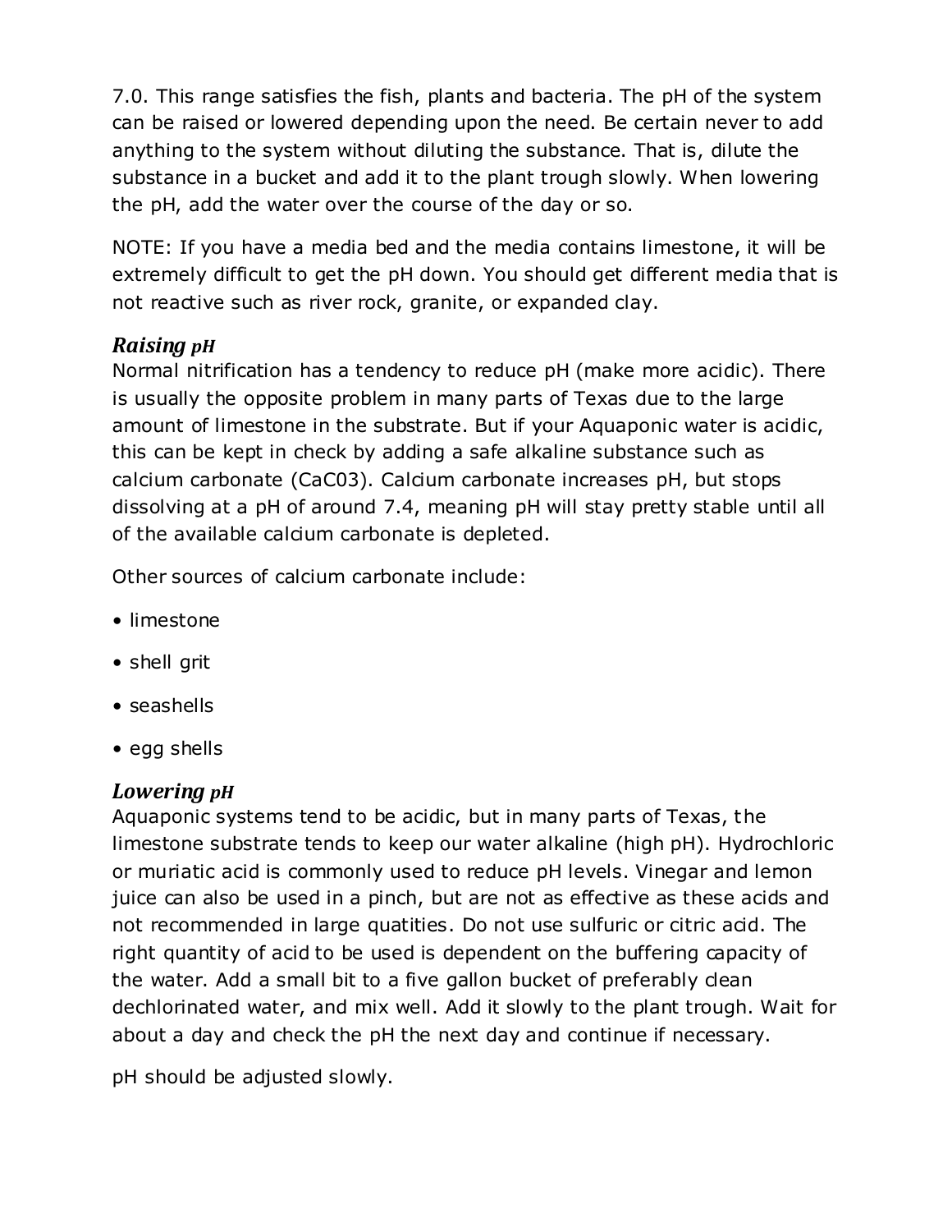7.0. This range satisfies the fish, plants and bacteria. The pH of the system can be raised or lowered depending upon the need. Be certain never to add anything to the system without diluting the substance. That is, dilute the substance in a bucket and add it to the plant trough slowly. When lowering the pH, add the water over the course of the day or so.

NOTE: If you have a media bed and the media contains limestone, it will be extremely difficult to get the pH down. You should get different media that is not reactive such as river rock, granite, or expanded clay.

### *Raising pH*

Normal nitrification has a tendency to reduce pH (make more acidic). There is usually the opposite problem in many parts of Texas due to the large amount of limestone in the substrate. But if your Aquaponic water is acidic, this can be kept in check by adding a safe alkaline substance such as calcium carbonate ($CaC0_3$). Calcium carbonate increases pH, but stops dissolving at a pH of around 7.4, meaning pH will stay pretty stable until all of the available calcium carbonate is depleted.

Other sources of calcium carbonate include:

- limestone
- shell grit
- seashells
- egg shells

### *Lowering pH*

Aquaponic systems tend to be acidic, but in many parts of Texas, the limestone substrate tends to keep our water alkaline (high pH). Hydrochloric or muriatic acid is commonly used to reduce pH levels. Vinegar and lemon juice can also be used in a pinch, but are not as effective as these acids and not recommended in large quatities. Do not use sulfuric or citric acid. The right quantity of acid to be used is dependent on the buffering capacity of the water. Add a small bit to a five gallon bucket of preferably clean dechlorinated water, and mix well. Add it slowly to the plant trough. Wait for about a day and check the pH the next day and continue if necessary.

pH should be adjusted slowly.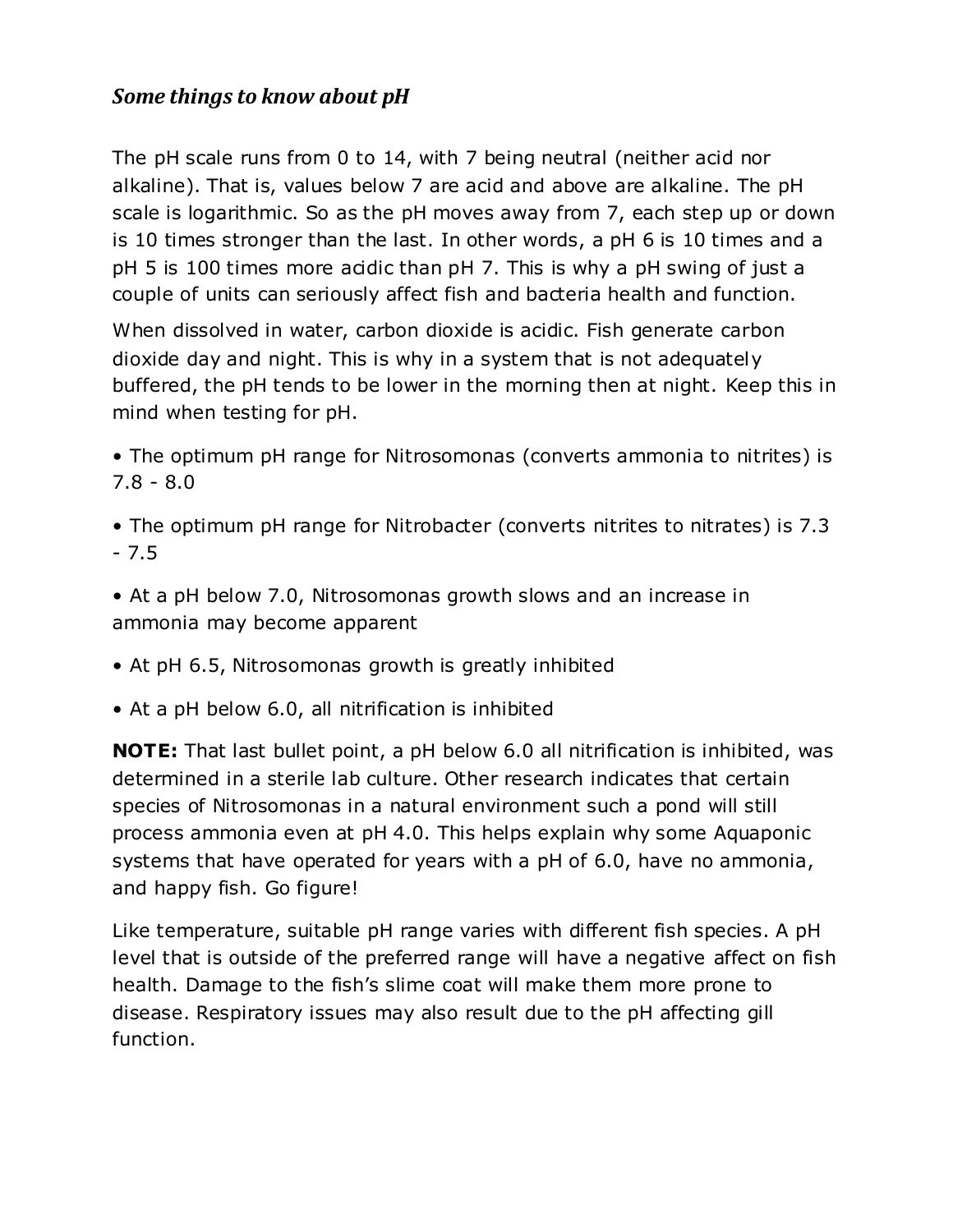### ***Some things to know about pH***

The pH scale runs from 0 to 14, with 7 being neutral (neither acid nor alkaline). That is, values below 7 are acid and above are alkaline. The pH scale is logarithmic. So as the pH moves away from 7, each step up or down is 10 times stronger than the last. In other words, a pH 6 is 10 times and a pH 5 is 100 times more acidic than pH 7. This is why a pH swing of just a couple of units can seriously affect fish and bacteria health and function.

When dissolved in water, carbon dioxide is acidic. Fish generate carbon dioxide day and night. This is why in a system that is not adequately buffered, the pH tends to be lower in the morning then at night. Keep this in mind when testing for pH.

- The optimum pH range for Nitrosomonas (converts ammonia to nitrites) is 7.8 - 8.0
- The optimum pH range for Nitrobacter (converts nitrites to nitrates) is 7.3 - 7.5
- At a pH below 7.0, Nitrosomonas growth slows and an increase in ammonia may become apparent
- At pH 6.5, Nitrosomonas growth is greatly inhibited
- At a pH below 6.0, all nitrification is inhibited

**NOTE:** That last bullet point, a pH below 6.0 all nitrification is inhibited, was determined in a sterile lab culture. Other research indicates that certain species of Nitrosomonas in a natural environment such a pond will still process ammonia even at pH 4.0. This helps explain why some Aquaponic systems that have operated for years with a pH of 6.0, have no ammonia, and happy fish. Go figure!

Like temperature, suitable pH range varies with different fish species. A pH level that is outside of the preferred range will have a negative affect on fish health. Damage to the fish's slime coat will make them more prone to disease. Respiratory issues may also result due to the pH affecting gill function.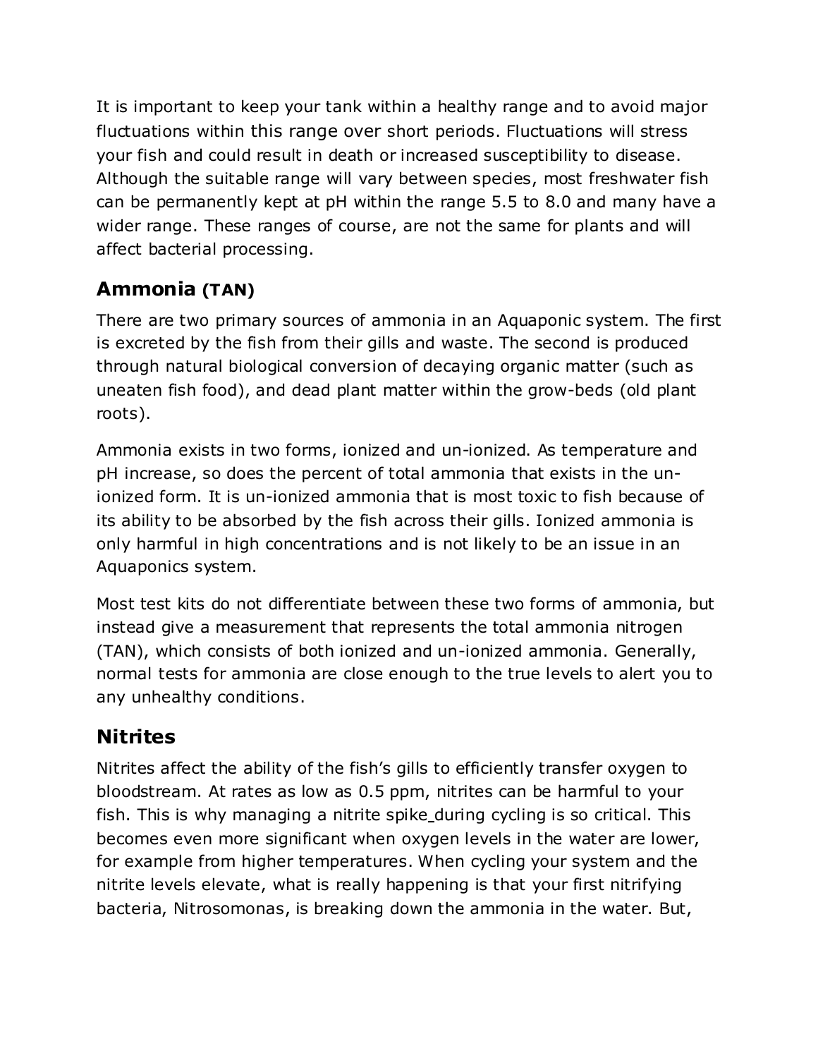It is important to keep your tank within a healthy range and to avoid major fluctuations within this range over short periods. Fluctuations will stress your fish and could result in death or increased susceptibility to disease. Although the suitable range will vary between species, most freshwater fish can be permanently kept at pH within the range 5.5 to 8.0 and many have a wider range. These ranges of course, are not the same for plants and will affect bacterial processing.

## Ammonia (TAN)

There are two primary sources of ammonia in an Aquaponic system. The first is excreted by the fish from their gills and waste. The second is produced through natural biological conversion of decaying organic matter (such as uneaten fish food), and dead plant matter within the grow-beds (old plant roots).

Ammonia exists in two forms, ionized and un-ionized. As temperature and pH increase, so does the percent of total ammonia that exists in the un-ionized form. It is un-ionized ammonia that is most toxic to fish because of its ability to be absorbed by the fish across their gills. Ionized ammonia is only harmful in high concentrations and is not likely to be an issue in an Aquaponics system.

Most test kits do not differentiate between these two forms of ammonia, but instead give a measurement that represents the total ammonia nitrogen (TAN), which consists of both ionized and un-ionized ammonia. Generally, normal tests for ammonia are close enough to the true levels to alert you to any unhealthy conditions.

## Nitrites

Nitrites affect the ability of the fish's gills to efficiently transfer oxygen to bloodstream. At rates as low as 0.5 ppm, nitrites can be harmful to your fish. This is why managing a nitrite spike during cycling is so critical. This becomes even more significant when oxygen levels in the water are lower, for example from higher temperatures. When cycling your system and the nitrite levels elevate, what is really happening is that your first nitrifying bacteria, Nitrosomonas, is breaking down the ammonia in the water. But,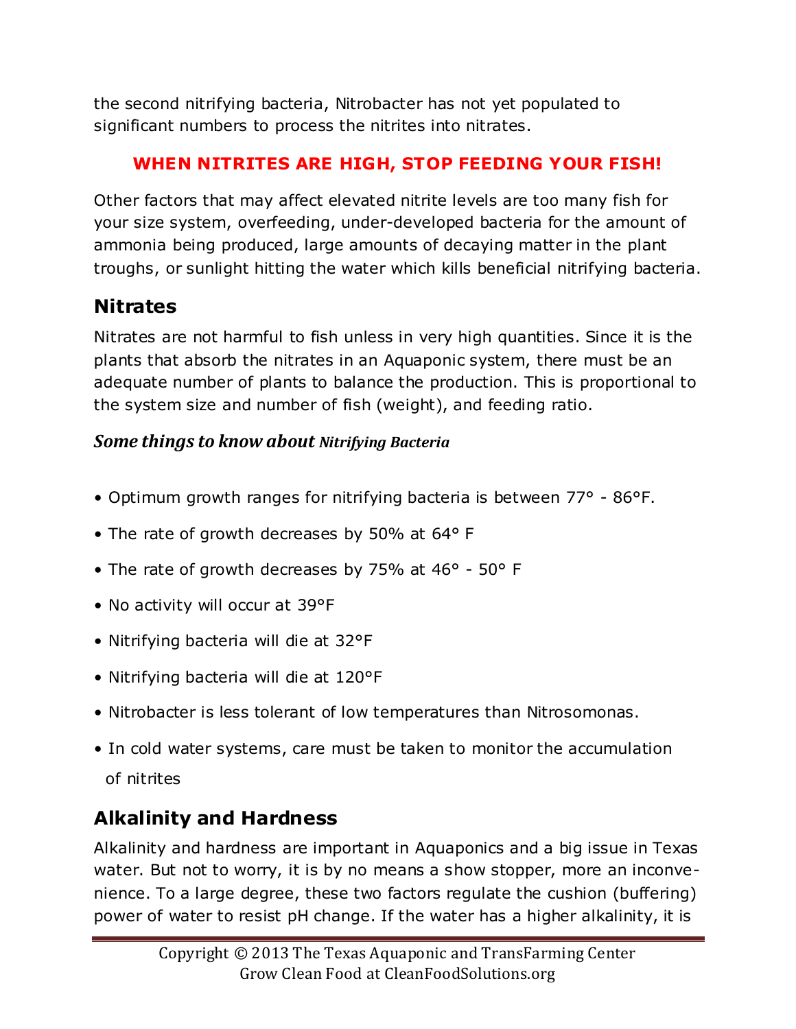the second nitrifying bacteria, Nitrobacter has not yet populated to significant numbers to process the nitrites into nitrates.

**WHEN NITRITES ARE HIGH, STOP FEEDING YOUR FISH!**

Other factors that may affect elevated nitrite levels are too many fish for your size system, overfeeding, under-developed bacteria for the amount of ammonia being produced, large amounts of decaying matter in the plant troughs, or sunlight hitting the water which kills beneficial nitrifying bacteria.

## Nitrates

Nitrates are not harmful to fish unless in very high quantities. Since it is the plants that absorb the nitrates in an Aquaponic system, there must be an adequate number of plants to balance the production. This is proportional to the system size and number of fish (weight), and feeding ratio.

### *Some things to know about Nitrifying Bacteria*

- Optimum growth ranges for nitrifying bacteria is between 77° - 86°F.
- The rate of growth decreases by 50% at 64° F
- The rate of growth decreases by 75% at 46° - 50° F
- No activity will occur at 39°F
- Nitrifying bacteria will die at 32°F
- Nitrifying bacteria will die at 120°F
- Nitrobacter is less tolerant of low temperatures than Nitrosomonas.
- In cold water systems, care must be taken to monitor the accumulation of nitrites

## Alkalinity and Hardness

Alkalinity and hardness are important in Aquaponics and a big issue in Texas water. But not to worry, it is by no means a show stopper, more an inconvenience. To a large degree, these two factors regulate the cushion (buffering) power of water to resist pH change. If the water has a higher alkalinity, it is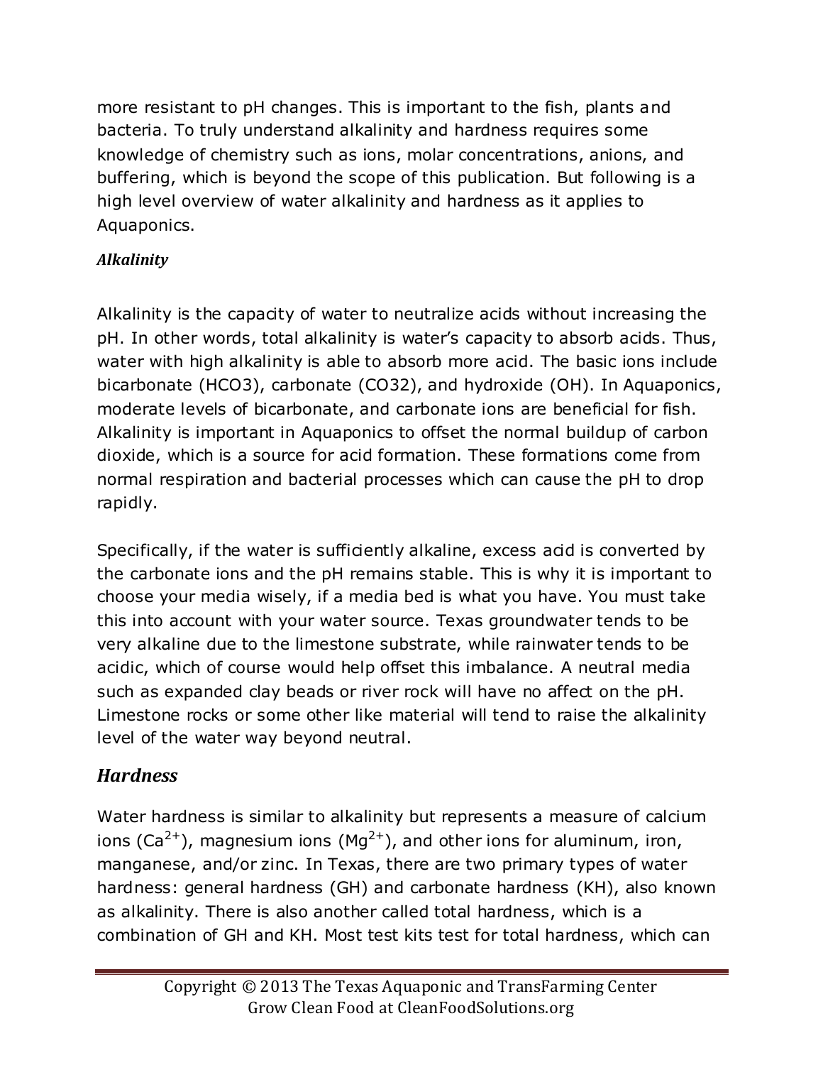more resistant to pH changes. This is important to the fish, plants and bacteria. To truly understand alkalinity and hardness requires some knowledge of chemistry such as ions, molar concentrations, anions, and buffering, which is beyond the scope of this publication. But following is a high level overview of water alkalinity and hardness as it applies to Aquaponics.

### *Alkalinity*

Alkalinity is the capacity of water to neutralize acids without increasing the pH. In other words, total alkalinity is water's capacity to absorb acids. Thus, water with high alkalinity is able to absorb more acid. The basic ions include bicarbonate (HCO3), carbonate (CO32), and hydroxide (OH). In Aquaponics, moderate levels of bicarbonate, and carbonate ions are beneficial for fish. Alkalinity is important in Aquaponics to offset the normal buildup of carbon dioxide, which is a source for acid formation. These formations come from normal respiration and bacterial processes which can cause the pH to drop rapidly.

Specifically, if the water is sufficiently alkaline, excess acid is converted by the carbonate ions and the pH remains stable. This is why it is important to choose your media wisely, if a media bed is what you have. You must take this into account with your water source. Texas groundwater tends to be very alkaline due to the limestone substrate, while rainwater tends to be acidic, which of course would help offset this imbalance. A neutral media such as expanded clay beads or river rock will have no affect on the pH. Limestone rocks or some other like material will tend to raise the alkalinity level of the water way beyond neutral.

## *Hardness*

Water hardness is similar to alkalinity but represents a measure of calcium ions ($Ca^{2+}$), magnesium ions ($Mg^{2+}$), and other ions for aluminum, iron, manganese, and/or zinc. In Texas, there are two primary types of water hardness: general hardness (GH) and carbonate hardness (KH), also known as alkalinity. There is also another called total hardness, which is a combination of GH and KH. Most test kits test for total hardness, which can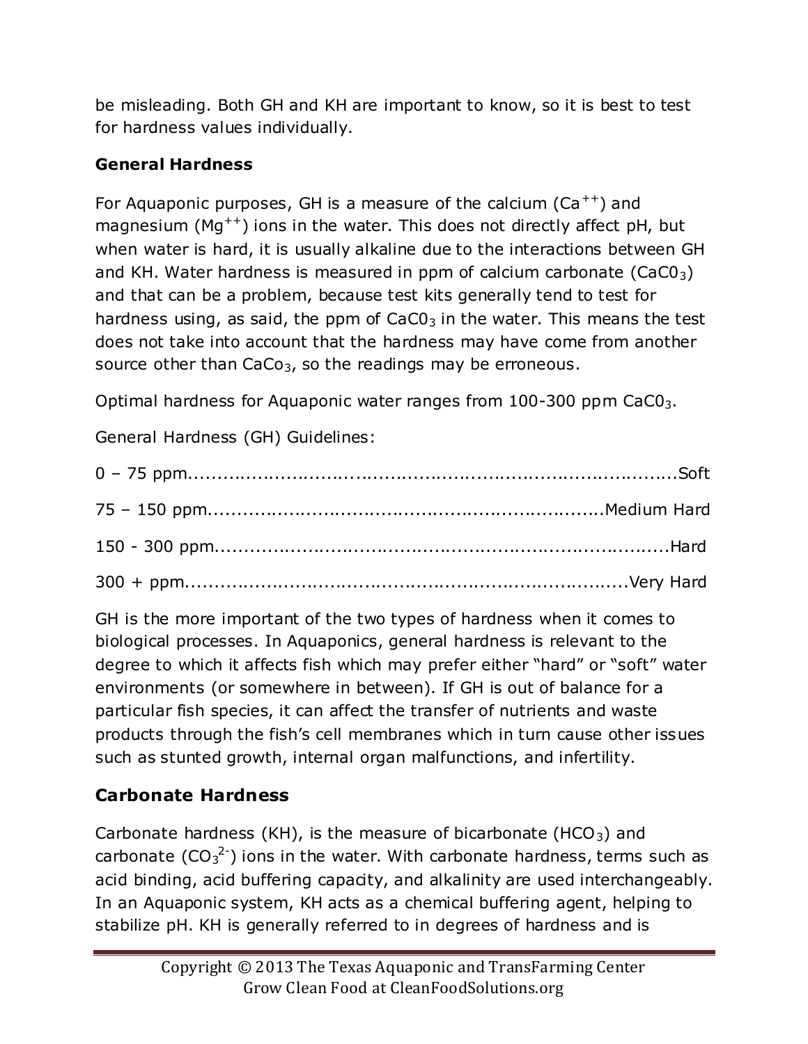be misleading. Both GH and KH are important to know, so it is best to test for hardness values individually.

## General Hardness

For Aquaponic purposes, GH is a measure of the calcium ($Ca^{++}$) and magnesium ($Mg^{++}$) ions in the water. This does not directly affect pH, but when water is hard, it is usually alkaline due to the interactions between GH and KH. Water hardness is measured in ppm of calcium carbonate ($CaC0_3$) and that can be a problem, because test kits generally tend to test for hardness using, as said, the ppm of $CaC0_3$ in the water. This means the test does not take into account that the hardness may have come from another source other than $CaCo_3$, so the readings may be erroneous.

Optimal hardness for Aquaponic water ranges from 100-300 ppm $CaC0_3$.

General Hardness (GH) Guidelines:

0 – 75 ppm......................................................................................Soft

75 – 150 ppm.......................................................................Medium Hard

150 - 300 ppm.........................................................................................Hard

300 + ppm.......................................................................................Very Hard

GH is the more important of the two types of hardness when it comes to biological processes. In Aquaponics, general hardness is relevant to the degree to which it affects fish which may prefer either "hard" or "soft" water environments (or somewhere in between). If GH is out of balance for a particular fish species, it can affect the transfer of nutrients and waste products through the fish's cell membranes which in turn cause other issues such as stunted growth, internal organ malfunctions, and infertility.

## Carbonate Hardness

Carbonate hardness (KH), is the measure of bicarbonate ($HCO_3$) and carbonate ($CO_3^{2-}$) ions in the water. With carbonate hardness, terms such as acid binding, acid buffering capacity, and alkalinity are used interchangeably. In an Aquaponic system, KH acts as a chemical buffering agent, helping to stabilize pH. KH is generally referred to in degrees of hardness and is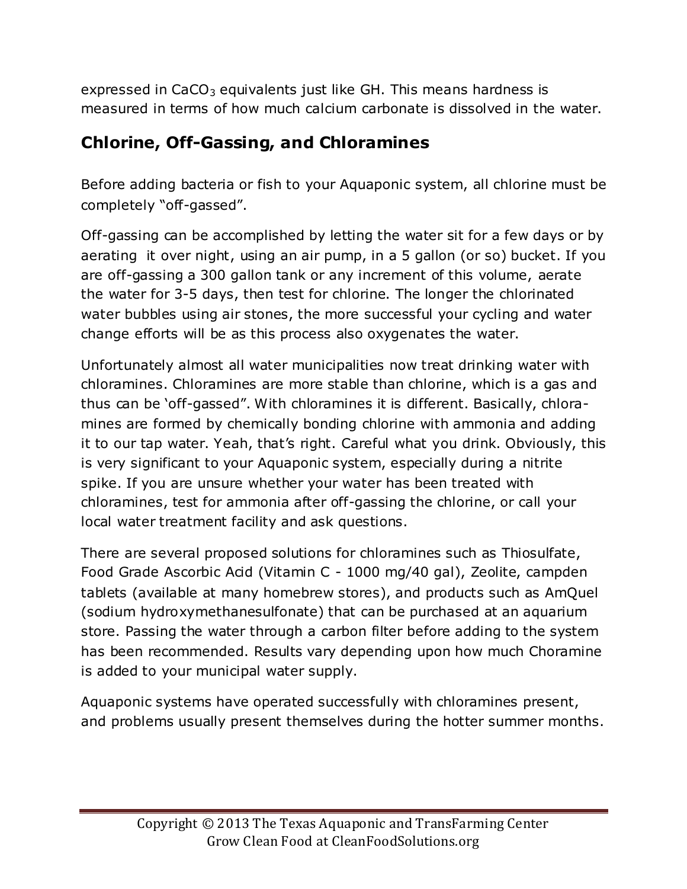expressed in $CaCO_3$ equivalents just like GH. This means hardness is measured in terms of how much calcium carbonate is dissolved in the water.

## Chlorine, Off-Gassing, and Chloramines

Before adding bacteria or fish to your Aquaponic system, all chlorine must be completely "off-gassed".

Off-gassing can be accomplished by letting the water sit for a few days or by aerating it over night, using an air pump, in a 5 gallon (or so) bucket. If you are off-gassing a 300 gallon tank or any increment of this volume, aerate the water for 3-5 days, then test for chlorine. The longer the chlorinated water bubbles using air stones, the more successful your cycling and water change efforts will be as this process also oxygenates the water.

Unfortunately almost all water municipalities now treat drinking water with chloramines. Chloramines are more stable than chlorine, which is a gas and thus can be 'off-gassed". With chloramines it is different. Basically, chloramines are formed by chemically bonding chlorine with ammonia and adding it to our tap water. Yeah, that's right. Careful what you drink. Obviously, this is very significant to your Aquaponic system, especially during a nitrite spike. If you are unsure whether your water has been treated with chloramines, test for ammonia after off-gassing the chlorine, or call your local water treatment facility and ask questions.

There are several proposed solutions for chloramines such as Thiosulfate, Food Grade Ascorbic Acid (Vitamin C - 1000 mg/40 gal), Zeolite, campden tablets (available at many homebrew stores), and products such as AmQuel (sodium hydroxymethanesulfonate) that can be purchased at an aquarium store. Passing the water through a carbon filter before adding to the system has been recommended. Results vary depending upon how much Choramine is added to your municipal water supply.

Aquaponic systems have operated successfully with chloramines present, and problems usually present themselves during the hotter summer months.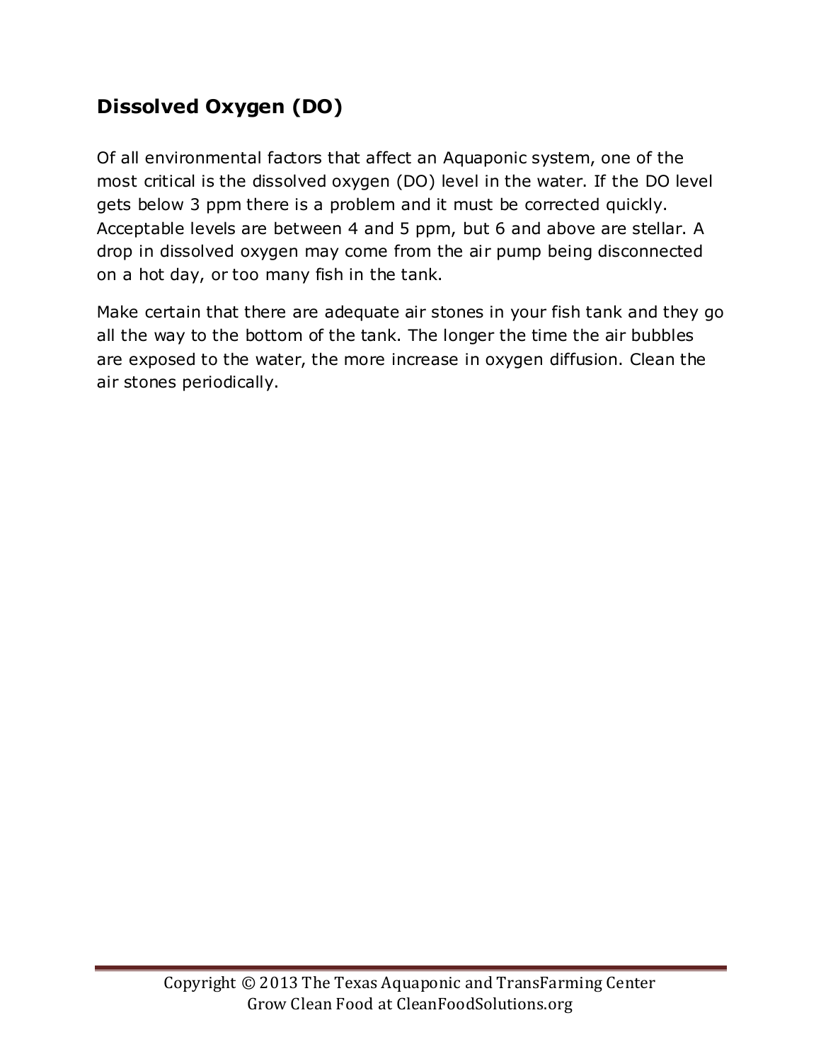## Dissolved Oxygen (DO)

Of all environmental factors that affect an Aquaponic system, one of the most critical is the dissolved oxygen (DO) level in the water. If the DO level gets below 3 ppm there is a problem and it must be corrected quickly. Acceptable levels are between 4 and 5 ppm, but 6 and above are stellar. A drop in dissolved oxygen may come from the air pump being disconnected on a hot day, or too many fish in the tank.

Make certain that there are adequate air stones in your fish tank and they go all the way to the bottom of the tank. The longer the time the air bubbles are exposed to the water, the more increase in oxygen diffusion. Clean the air stones periodically.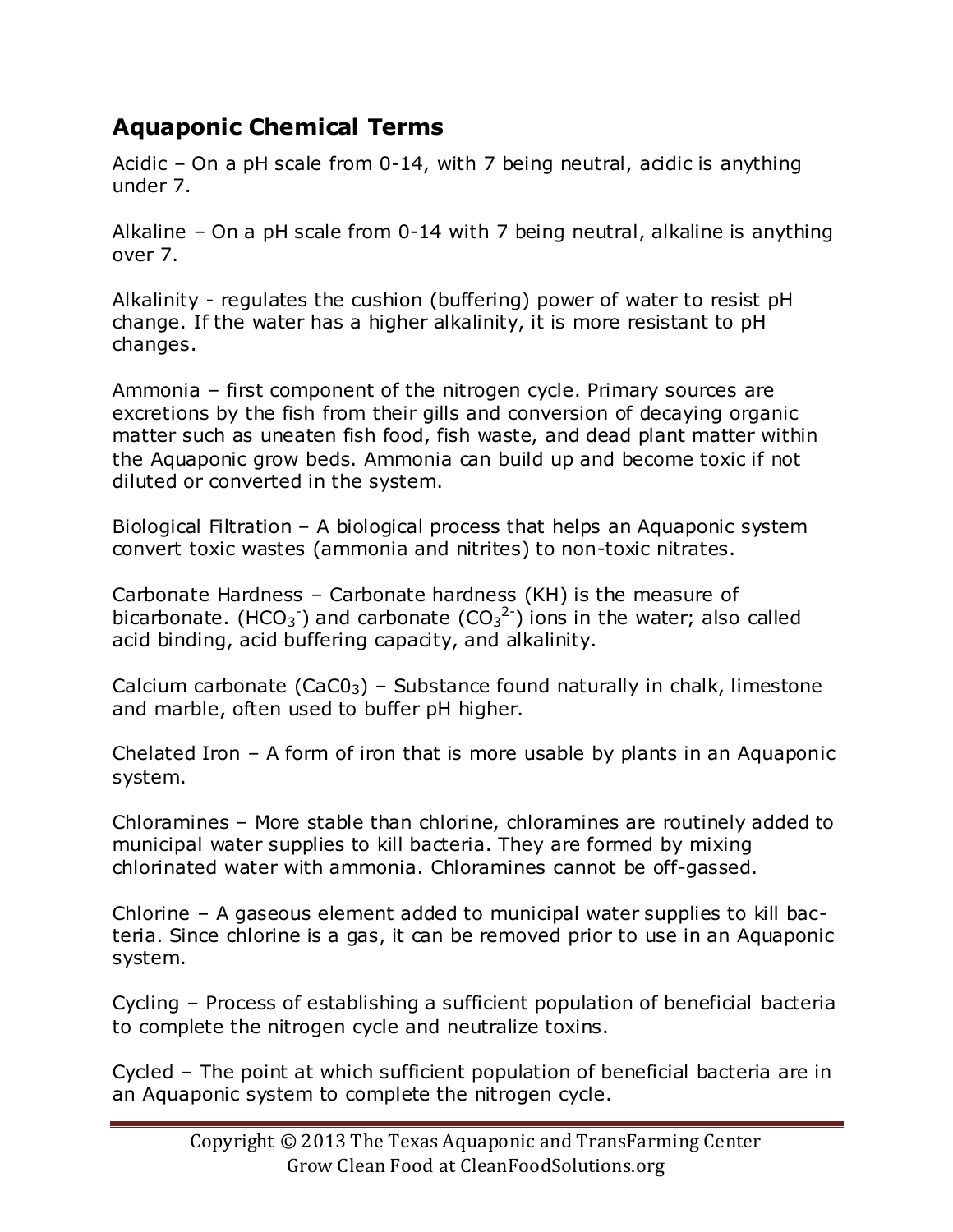## Aquaponic Chemical Terms

Acidic – On a pH scale from 0-14, with 7 being neutral, acidic is anything under 7.

Alkaline – On a pH scale from 0-14 with 7 being neutral, alkaline is anything over 7.

Alkalinity - regulates the cushion (buffering) power of water to resist pH change. If the water has a higher alkalinity, it is more resistant to pH changes.

Ammonia – first component of the nitrogen cycle. Primary sources are excretions by the fish from their gills and conversion of decaying organic matter such as uneaten fish food, fish waste, and dead plant matter within the Aquaponic grow beds. Ammonia can build up and become toxic if not diluted or converted in the system.

Biological Filtration – A biological process that helps an Aquaponic system convert toxic wastes (ammonia and nitrites) to non-toxic nitrates.

Carbonate Hardness – Carbonate hardness (KH) is the measure of bicarbonate. ($HCO_3^-$) and carbonate ($CO_3^{2-}$) ions in the water; also called acid binding, acid buffering capacity, and alkalinity.

Calcium carbonate ($CaC0_3$) – Substance found naturally in chalk, limestone and marble, often used to buffer pH higher.

Chelated Iron – A form of iron that is more usable by plants in an Aquaponic system.

Chloramines – More stable than chlorine, chloramines are routinely added to municipal water supplies to kill bacteria. They are formed by mixing chlorinated water with ammonia. Chloramines cannot be off-gassed.

Chlorine – A gaseous element added to municipal water supplies to kill bacteria. Since chlorine is a gas, it can be removed prior to use in an Aquaponic system.

Cycling – Process of establishing a sufficient population of beneficial bacteria to complete the nitrogen cycle and neutralize toxins.

Cycled – The point at which sufficient population of beneficial bacteria are in an Aquaponic system to complete the nitrogen cycle.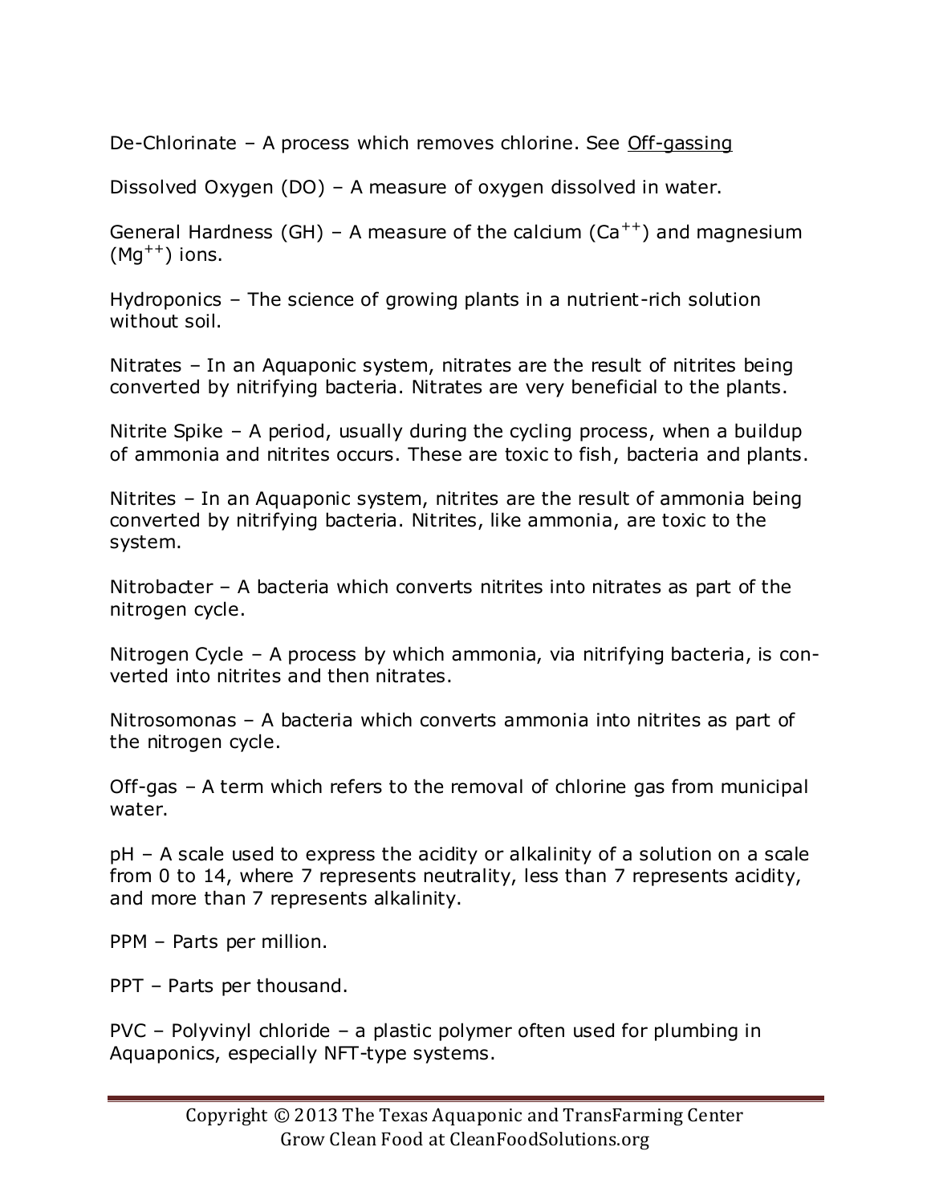De-Chlorinate – A process which removes chlorine. See Off-gassing

Dissolved Oxygen (DO) – A measure of oxygen dissolved in water.

General Hardness (GH) – A measure of the calcium ($Ca^{++}$) and magnesium ($Mg^{++}$) ions.

Hydroponics – The science of growing plants in a nutrient-rich solution without soil.

Nitrates – In an Aquaponic system, nitrates are the result of nitrites being converted by nitrifying bacteria. Nitrates are very beneficial to the plants.

Nitrite Spike – A period, usually during the cycling process, when a buildup of ammonia and nitrites occurs. These are toxic to fish, bacteria and plants.

Nitrites – In an Aquaponic system, nitrites are the result of ammonia being converted by nitrifying bacteria. Nitrites, like ammonia, are toxic to the system.

Nitrobacter – A bacteria which converts nitrites into nitrates as part of the nitrogen cycle.

Nitrogen Cycle – A process by which ammonia, via nitrifying bacteria, is converted into nitrites and then nitrates.

Nitrosomonas – A bacteria which converts ammonia into nitrites as part of the nitrogen cycle.

Off-gas – A term which refers to the removal of chlorine gas from municipal water.

pH – A scale used to express the acidity or alkalinity of a solution on a scale from 0 to 14, where 7 represents neutrality, less than 7 represents acidity, and more than 7 represents alkalinity.

PPM – Parts per million.

PPT – Parts per thousand.

PVC – Polyvinyl chloride – a plastic polymer often used for plumbing in Aquaponics, especially NFT-type systems.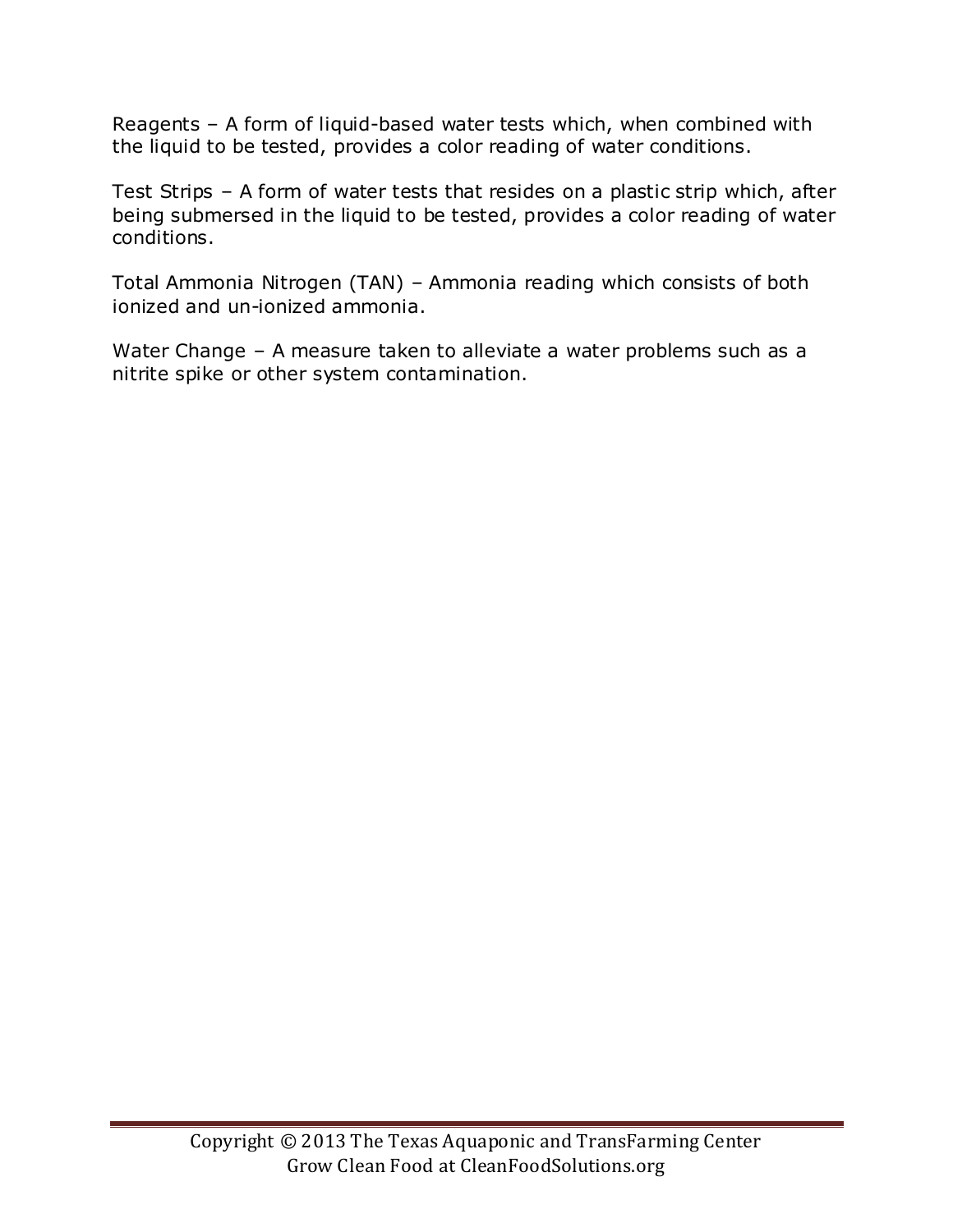Reagents – A form of liquid-based water tests which, when combined with the liquid to be tested, provides a color reading of water conditions.

Test Strips – A form of water tests that resides on a plastic strip which, after being submersed in the liquid to be tested, provides a color reading of water conditions.

Total Ammonia Nitrogen (TAN) – Ammonia reading which consists of both ionized and un-ionized ammonia.

Water Change – A measure taken to alleviate a water problems such as a nitrite spike or other system contamination.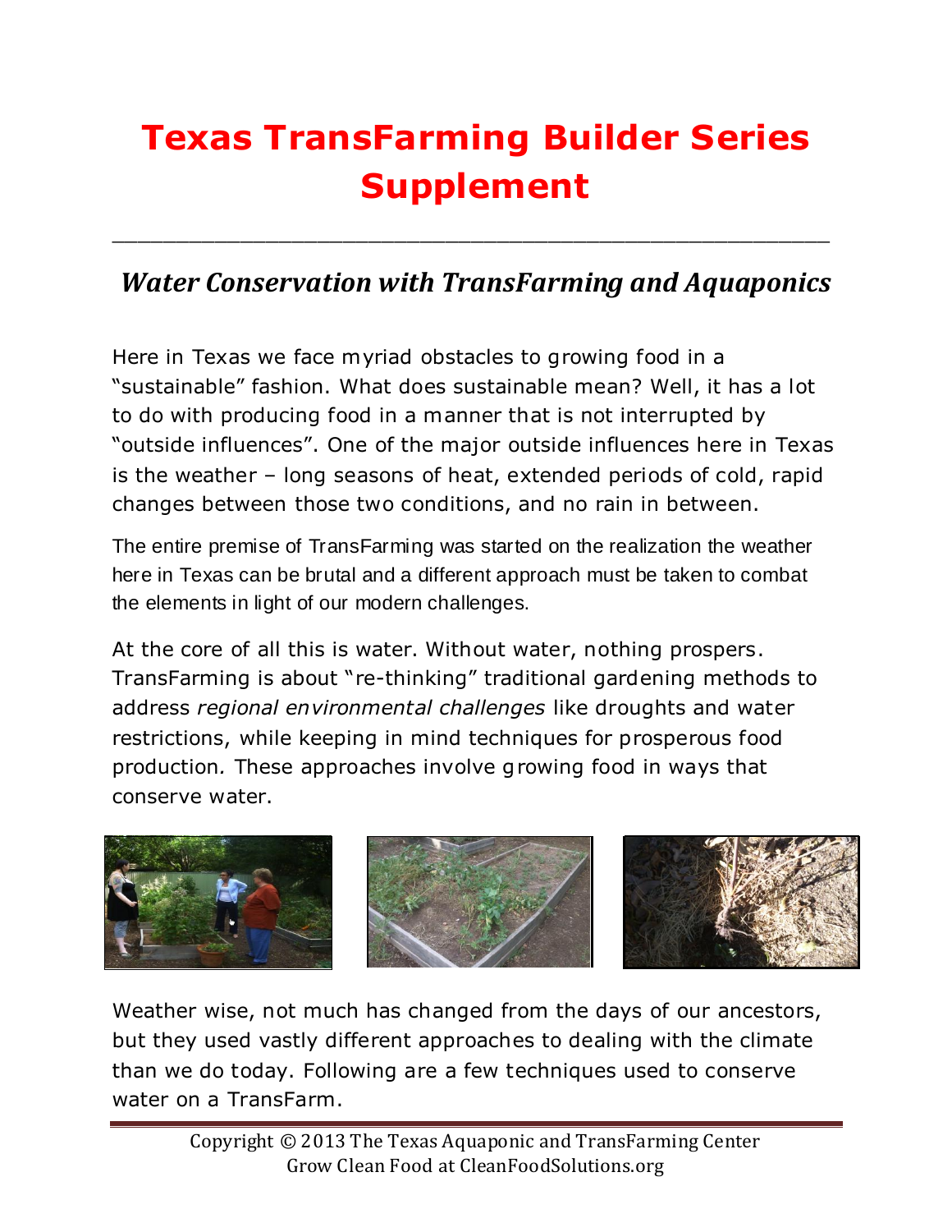# Texas TransFarming Builder Series Supplement

---

## *Water Conservation with TransFarming and Aquaponics*

Here in Texas we face myriad obstacles to growing food in a "sustainable" fashion. What does sustainable mean? Well, it has a lot to do with producing food in a manner that is not interrupted by "outside influences". One of the major outside influences here in Texas is the weather – long seasons of heat, extended periods of cold, rapid changes between those two conditions, and no rain in between.

The entire premise of TransFarming was started on the realization the weather here in Texas can be brutal and a different approach must be taken to combat the elements in light of our modern challenges.

At the core of all this is water. Without water, nothing prospers. TransFarming is about "re-thinking" traditional gardening methods to address *regional environmental challenges* like droughts and water restrictions, while keeping in mind techniques for prosperous food production. These approaches involve growing food in ways that conserve water.

Weather wise, not much has changed from the days of our ancestors, but they used vastly different approaches to dealing with the climate than we do today. Following are a few techniques used to conserve water on a TransFarm.

Copyright © 2013 The Texas Aquaponic and TransFarming Center
Grow Clean Food at CleanFoodSolutions.org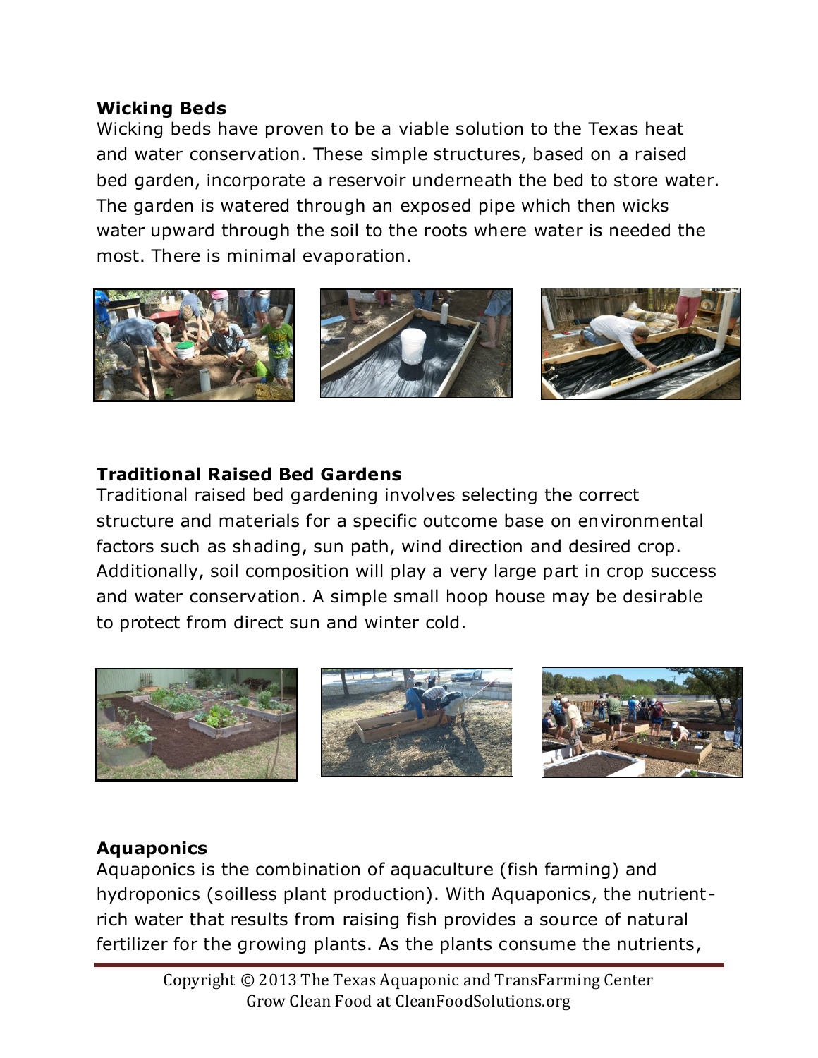**Wicking Beds**

Wicking beds have proven to be a viable solution to the Texas heat and water conservation. These simple structures, based on a raised bed garden, incorporate a reservoir underneath the bed to store water. The garden is watered through an exposed pipe which then wicks water upward through the soil to the roots where water is needed the most. There is minimal evaporation.

**Traditional Raised Bed Gardens**

Traditional raised bed gardening involves selecting the correct structure and materials for a specific outcome base on environmental factors such as shading, sun path, wind direction and desired crop. Additionally, soil composition will play a very large part in crop success and water conservation. A simple small hoop house may be desirable to protect from direct sun and winter cold.

**Aquaponics**

Aquaponics is the combination of aquaculture (fish farming) and hydroponics (soilless plant production). With Aquaponics, the nutrient-rich water that results from raising fish provides a source of natural fertilizer for the growing plants. As the plants consume the nutrients,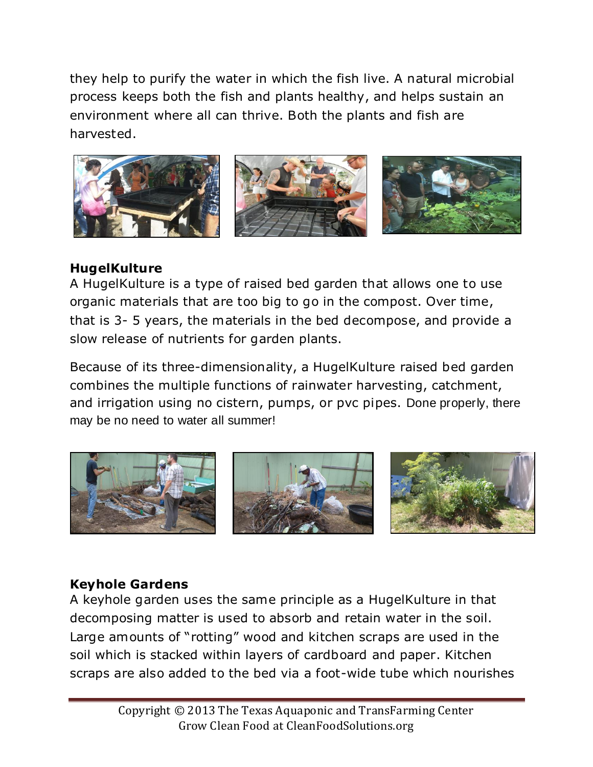they help to purify the water in which the fish live. A natural microbial process keeps both the fish and plants healthy, and helps sustain an environment where all can thrive. Both the plants and fish are harvested.

**HugelKulture**

A HugelKulture is a type of raised bed garden that allows one to use organic materials that are too big to go in the compost. Over time, that is 3- 5 years, the materials in the bed decompose, and provide a slow release of nutrients for garden plants.

Because of its three-dimensionality, a HugelKulture raised bed garden combines the multiple functions of rainwater harvesting, catchment, and irrigation using no cistern, pumps, or pvc pipes. Done properly, there may be no need to water all summer!

**Keyhole Gardens**

A keyhole garden uses the same principle as a HugelKulture in that decomposing matter is used to absorb and retain water in the soil. Large amounts of "rotting" wood and kitchen scraps are used in the soil which is stacked within layers of cardboard and paper. Kitchen scraps are also added to the bed via a foot-wide tube which nourishes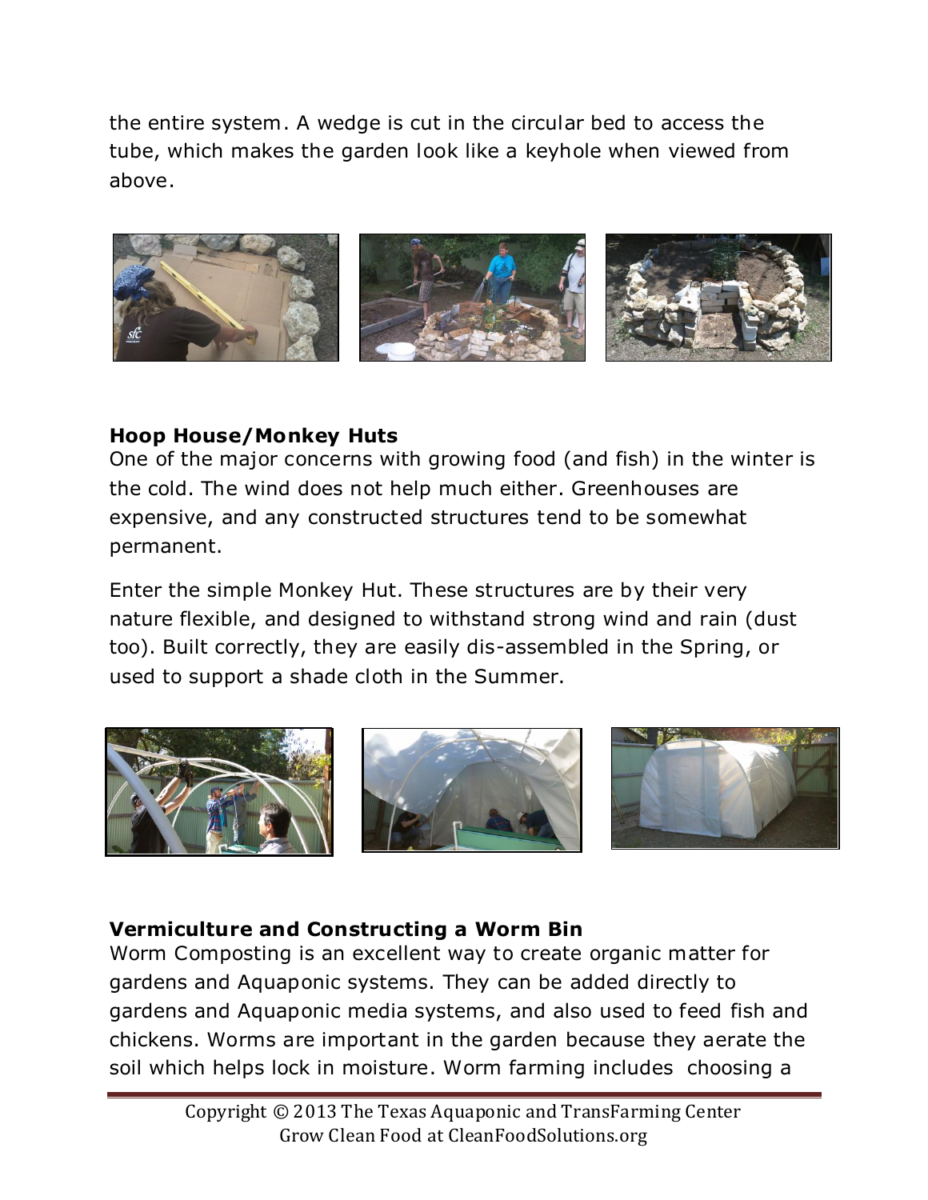the entire system. A wedge is cut in the circular bed to access the tube, which makes the garden look like a keyhole when viewed from above.

### Hoop House/Monkey Huts

One of the major concerns with growing food (and fish) in the winter is the cold. The wind does not help much either. Greenhouses are expensive, and any constructed structures tend to be somewhat permanent.

Enter the simple Monkey Hut. These structures are by their very nature flexible, and designed to withstand strong wind and rain (dust too). Built correctly, they are easily dis-assembled in the Spring, or used to support a shade cloth in the Summer.

### Vermiculture and Constructing a Worm Bin

Worm Composting is an excellent way to create organic matter for gardens and Aquaponic systems. They can be added directly to gardens and Aquaponic media systems, and also used to feed fish and chickens. Worms are important in the garden because they aerate the soil which helps lock in moisture. Worm farming includes choosing a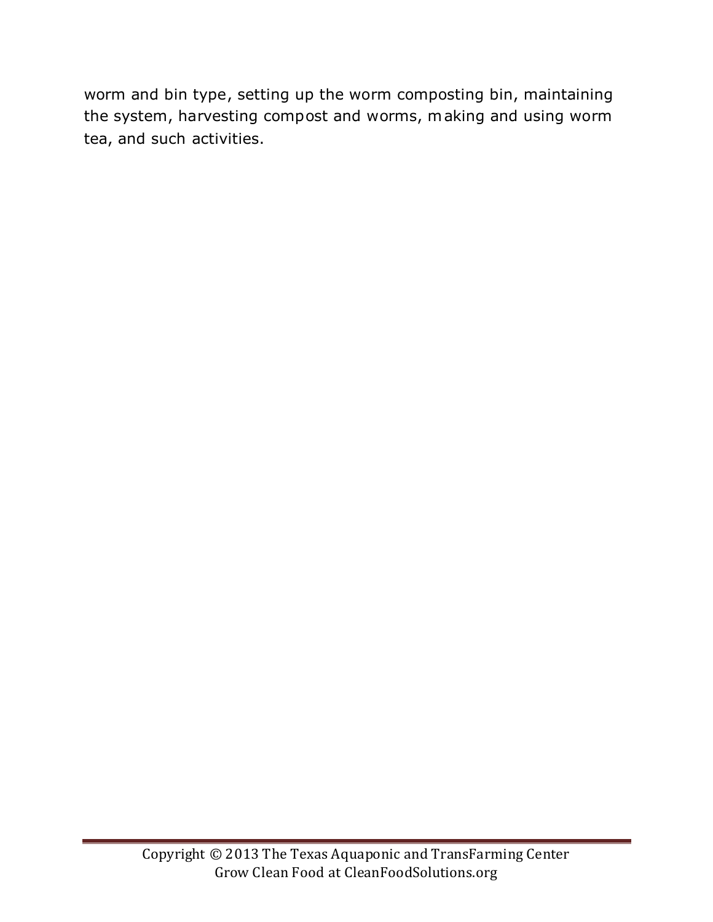worm and bin type, setting up the worm composting bin, maintaining the system, harvesting compost and worms, making and using worm tea, and such activities.